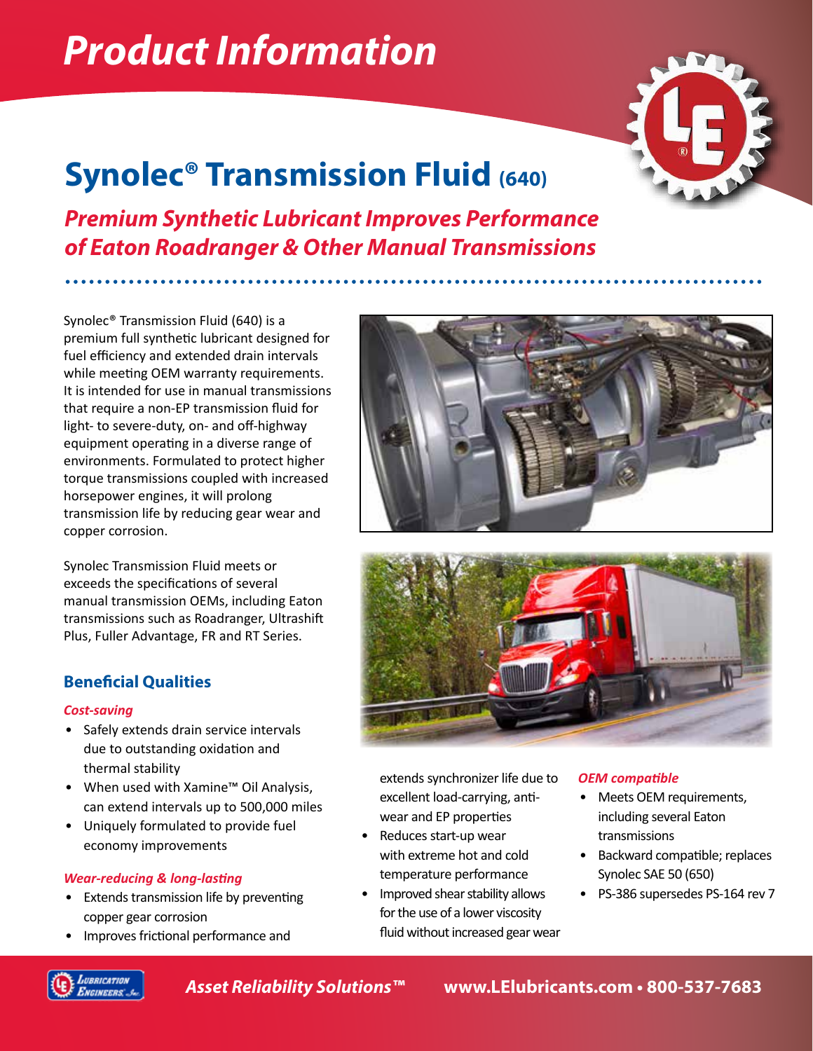# Product Information

## Synolec® Transmission Fluid (640)

### *Premium Synthetic Lubricant Improves Performance of Eaton Roadranger & Other Manual Transmissions*

Synolec® Transmission Fluid (640) is a premium full synthetic lubricant designed for fuel efficiency and extended drain intervals while meeting OEM warranty requirements. It is intended for use in manual transmissions that require a non-EP transmission fluid for light- to severe-duty, on- and off-highway equipment operating in a diverse range of environments. Formulated to protect higher torque transmissions coupled with increased horsepower engines, it will prolong transmission life by reducing gear wear and copper corrosion.

Synolec Transmission Fluid meets or exceeds the specifications of several manual transmission OEMs, including Eaton transmissions such as Roadranger, Ultrashift Plus, Fuller Advantage, FR and RT Series.

### Beneficial Qualities

*Cost-saving*

- Safely extends drain service intervals due to outstanding oxidation and thermal stability
- When used with Xamine™ Oil Analysis, can extend intervals up to 500,000 miles
- Uniquely formulated to provide fuel economy improvements

*Wear-reducing & long-lasting*

- Extends transmission life by preventing copper gear corrosion
- Improves frictional performance and extends synchronizer life due to excellent load-carrying, anti-wear and EP properties
- Reduces start-up wear with extreme hot and cold temperature performance
- Improved shear stability allows for the use of a lower viscosity fluid without increased gear wear

*OEM compatible*

- Meets OEM requirements, including several Eaton transmissions
- Backward compatible; replaces Synolec SAE 50 (650)
- PS-386 supersedes PS-164 rev 7

*Asset Reliability Solutions™* **www.LElubricants.com • 800-537-7683**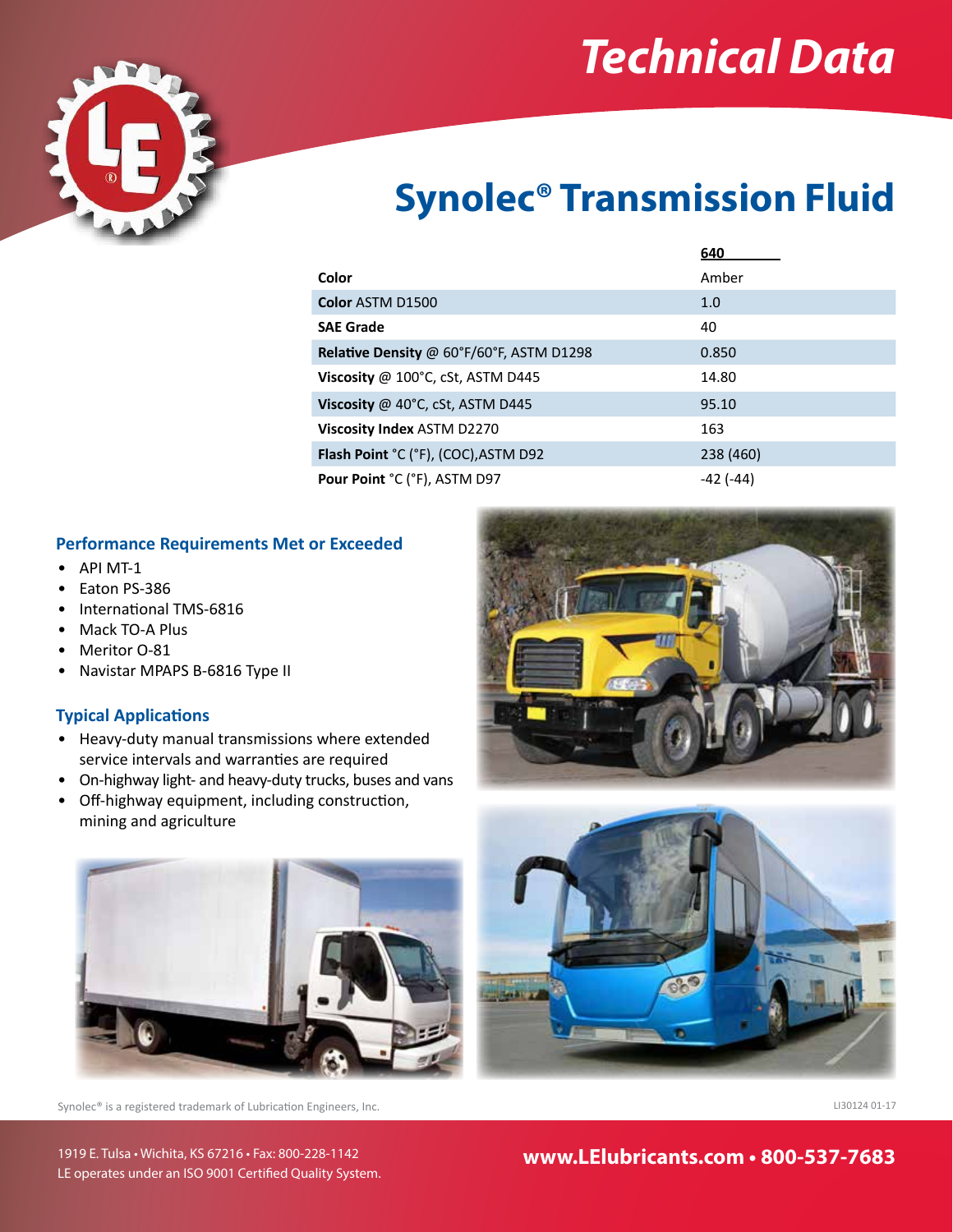# Technical Data

# Synolec® Transmission Fluid

| | 640 |
|---|---|
| **Color** | Amber |
| **Color** ASTM D1500 | 1.0 |
| **SAE Grade** | 40 |
| **Relative Density** @ 60°F/60°F, ASTM D1298 | 0.850 |
| **Viscosity** @ 100°C, cSt, ASTM D445 | 14.80 |
| **Viscosity** @ 40°C, cSt, ASTM D445 | 95.10 |
| **Viscosity Index** ASTM D2270 | 163 |
| **Flash Point** °C (°F), (COC),ASTM D92 | 238 (460) |
| **Pour Point** °C (°F), ASTM D97 | -42 (-44) |

## Performance Requirements Met or Exceeded

- API MT-1
- Eaton PS-386
- International TMS-6816
- Mack TO-A Plus
- Meritor O-81
- Navistar MPAPS B-6816 Type II

## Typical Applications

- Heavy-duty manual transmissions where extended service intervals and warranties are required
- On-highway light- and heavy-duty trucks, buses and vans
- Off-highway equipment, including construction, mining and agriculture

Synolec® is a registered trademark of Lubrication Engineers, Inc.

LI30124 01-17

1919 E. Tulsa • Wichita, KS 67216 • Fax: 800-228-1142
LE operates under an ISO 9001 Certified Quality System.

**www.LElubricants.com • 800-537-7683**